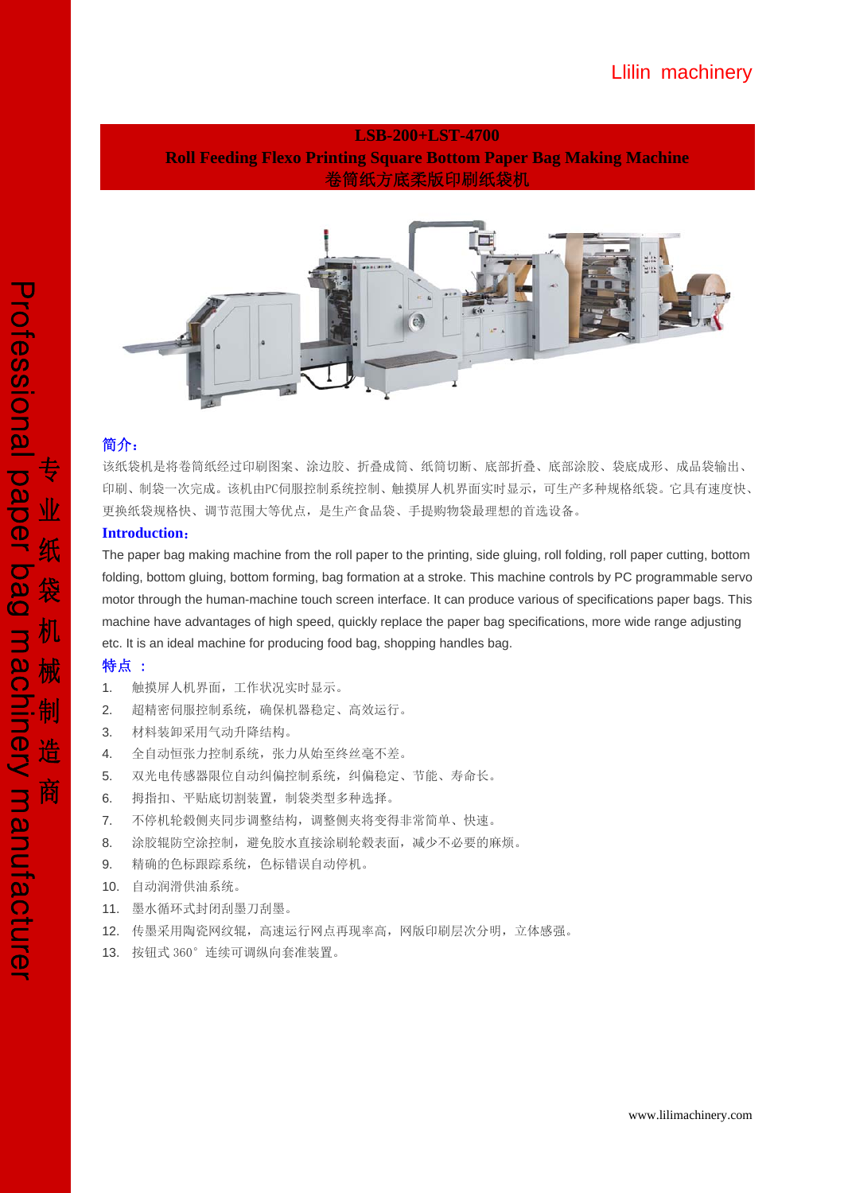Llilin machinery

# LSB-200+LST-4700
## Roll Feeding Flexo Printing Square Bottom Paper Bag Making Machine
## 卷筒纸方底柔版印刷纸袋机

Professional paper bag machinery manufacturer 专业纸袋机械制造商

**简介：**

该纸袋机是将卷筒纸经过印刷图案、涂边胶、折叠成筒、纸筒切断、底部折叠、底部涂胶、袋底成形、成品袋输出、印刷、制袋一次完成。该机由PC伺服控制系统控制、触摸屏人机界面实时显示，可生产多种规格纸袋。它具有速度快、更换纸袋规格快、调节范围大等优点，是生产食品袋、手提购物袋最理想的首选设备。

**Introduction：**

The paper bag making machine from the roll paper to the printing, side gluing, roll folding, roll paper cutting, bottom folding, bottom gluing, bottom forming, bag formation at a stroke. This machine controls by PC programmable servo motor through the human-machine touch screen interface. It can produce various of specifications paper bags. This machine have advantages of high speed, quickly replace the paper bag specifications, more wide range adjusting etc. It is an ideal machine for producing food bag, shopping handles bag.

**特点 ：**

1. 触摸屏人机界面，工作状况实时显示。
2. 超精密伺服控制系统，确保机器稳定、高效运行。
3. 材料装卸采用气动升降结构。
4. 全自动恒张力控制系统，张力从始至终丝毫不差。
5. 双光电传感器限位自动纠偏控制系统，纠偏稳定、节能、寿命长。
6. 拇指扣、平贴底切割装置，制袋类型多种选择。
7. 不停机轮毂侧夹同步调整结构，调整侧夹将变得非常简单、快速。
8. 涂胶辊防空涂控制，避免胶水直接涂刷轮毂表面，减少不必要的麻烦。
9. 精确的色标跟踪系统，色标错误自动停机。
10. 自动润滑供油系统。
11. 墨水循环式封闭刮墨刀刮墨。
12. 传墨采用陶瓷网纹辊，高速运行网点再现率高，网版印刷层次分明，立体感强。
13. 按钮式 360° 连续可调纵向套准装置。

www.lilimachinery.com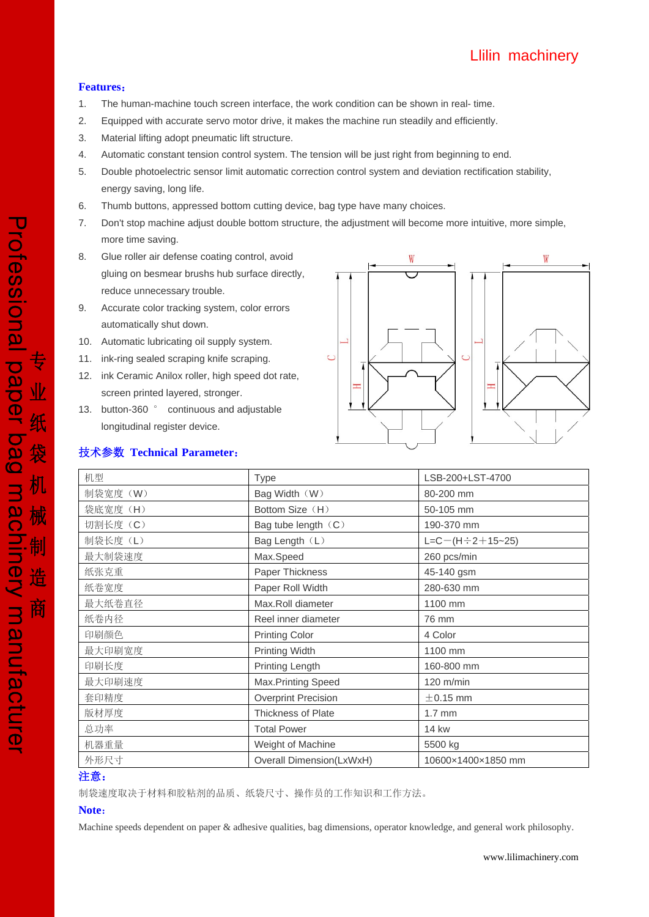Llilin machinery

**Features：**

1. The human-machine touch screen interface, the work condition can be shown in real- time.
2. Equipped with accurate servo motor drive, it makes the machine run steadily and efficiently.
3. Material lifting adopt pneumatic lift structure.
4. Automatic constant tension control system. The tension will be just right from beginning to end.
5. Double photoelectric sensor limit automatic correction control system and deviation rectification stability, energy saving, long life.
6. Thumb buttons, appressed bottom cutting device, bag type have many choices.
7. Don't stop machine adjust double bottom structure, the adjustment will become more intuitive, more simple, more time saving.
8. Glue roller air defense coating control, avoid gluing on besmear brushs hub surface directly, reduce unnecessary trouble.
9. Accurate color tracking system, color errors automatically shut down.
10. Automatic lubricating oil supply system.
11. ink-ring sealed scraping knife scraping.
12. ink Ceramic Anilox roller, high speed dot rate, screen printed layered, stronger.
13. button-360 ° continuous and adjustable longitudinal register device.

W
L
C
H
W
L
C
H

**技术参数 Technical Parameter：**

| | | |
|---|---|---|
| 机型 | Type | LSB-200+LST-4700 |
| 制袋宽度（W） | Bag Width（W） | 80-200 mm |
| 袋底宽度（H） | Bottom Size（H） | 50-105 mm |
| 切割长度（C） | Bag tube length（C） | 190-370 mm |
| 制袋长度（L） | Bag Length（L） | L=C－(H÷2＋15~25) |
| 最大制袋速度 | Max.Speed | 260 pcs/min |
| 纸张克重 | Paper Thickness | 45-140 gsm |
| 纸卷宽度 | Paper Roll Width | 280-630 mm |
| 最大纸卷直径 | Max.Roll diameter | 1100 mm |
| 纸卷内径 | Reel inner diameter | 76 mm |
| 印刷颜色 | Printing Color | 4 Color |
| 最大印刷宽度 | Printing Width | 1100 mm |
| 印刷长度 | Printing Length | 160-800 mm |
| 最大印刷速度 | Max.Printing Speed | 120 m/min |
| 套印精度 | Overprint Precision | ±0.15 mm |
| 版材厚度 | Thickness of Plate | 1.7 mm |
| 总功率 | Total Power | 14 kw |
| 机器重量 | Weight of Machine | 5500 kg |
| 外形尺寸 | Overall Dimension(LxWxH) | 10600×1400×1850 mm |

**注意：**

制袋速度取决于材料和胶粘剂的品质、纸袋尺寸、操作员的工作知识和工作方法。

**Note：**

Machine speeds dependent on paper & adhesive qualities, bag dimensions, operator knowledge, and general work philosophy.

www.lilimachinery.com

Professional paper bag machinery manufacturer 专业纸袋机械制造商